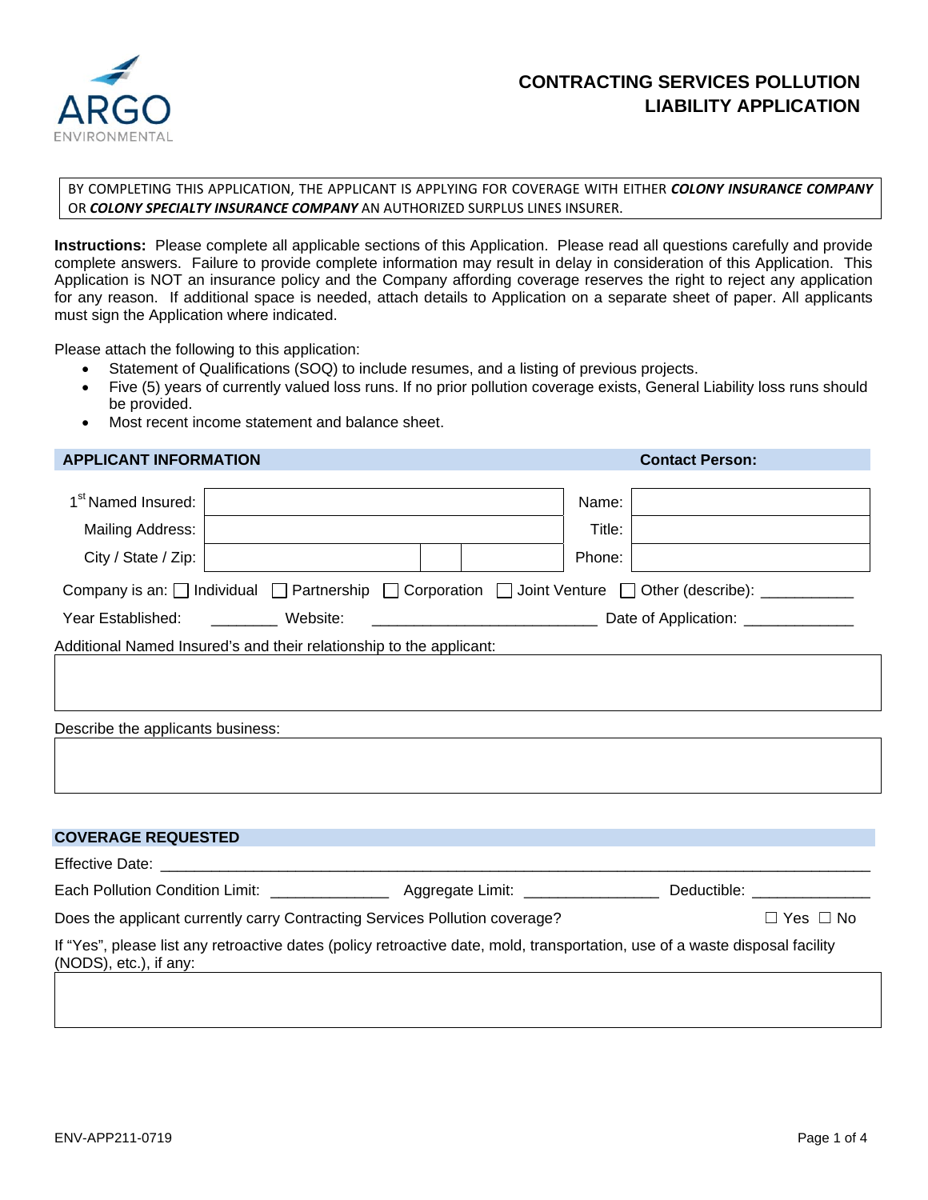ARGO
ENVIRONMENTAL

# CONTRACTING SERVICES POLLUTION LIABILITY APPLICATION

BY COMPLETING THIS APPLICATION, THE APPLICANT IS APPLYING FOR COVERAGE WITH EITHER ***COLONY INSURANCE COMPANY*** OR ***COLONY SPECIALTY INSURANCE COMPANY*** AN AUTHORIZED SURPLUS LINES INSURER.

**Instructions:** Please complete all applicable sections of this Application. Please read all questions carefully and provide complete answers. Failure to provide complete information may result in delay in consideration of this Application. This Application is NOT an insurance policy and the Company affording coverage reserves the right to reject any application for any reason. If additional space is needed, attach details to Application on a separate sheet of paper. All applicants must sign the Application where indicated.

Please attach the following to this application:

- Statement of Qualifications (SOQ) to include resumes, and a listing of previous projects.
- Five (5) years of currently valued loss runs. If no prior pollution coverage exists, General Liability loss runs should be provided.
- Most recent income statement and balance sheet.

## APPLICANT INFORMATION

| | | **Contact Person:** | |
|---|---|---|---|
| 1st Named Insured: | | Name: | |
| Mailing Address: | | Title: | |
| City / State / Zip: | | Phone: | |

Company is an: ☐ Individual ☐ Partnership ☐ Corporation ☐ Joint Venture ☐ Other (describe): ___________

Year Established: ________ Website: ___________________________ Date of Application: _____________

Additional Named Insured's and their relationship to the applicant:

Describe the applicants business:

## COVERAGE REQUESTED

Effective Date: ___________________________________________________________________________

Each Pollution Condition Limit: ______________ Aggregate Limit: ________________ Deductible: ______________

Does the applicant currently carry Contracting Services Pollution coverage? ☐ Yes ☐ No

If "Yes", please list any retroactive dates (policy retroactive date, mold, transportation, use of a waste disposal facility (NODS), etc.), if any:

ENV-APP211-0719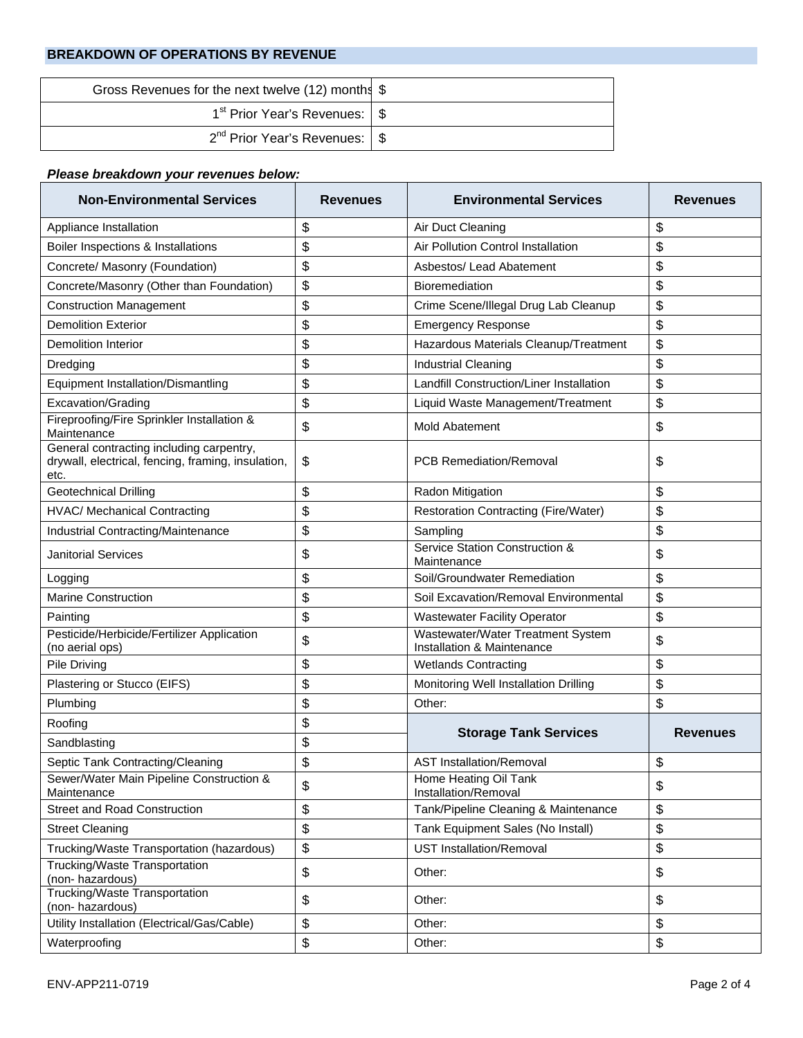## BREAKDOWN OF OPERATIONS BY REVENUE

| | |
|---|---|
| Gross Revenues for the next twelve (12) months | $ |
| 1st Prior Year's Revenues: | $ |
| 2nd Prior Year's Revenues: | $ |

***Please breakdown your revenues below:***

| Non-Environmental Services | Revenues | Environmental Services | Revenues |
|---|---|---|---|
| Appliance Installation | $ | Air Duct Cleaning | $ |
| Boiler Inspections & Installations | $ | Air Pollution Control Installation | $ |
| Concrete/ Masonry (Foundation) | $ | Asbestos/ Lead Abatement | $ |
| Concrete/Masonry (Other than Foundation) | $ | Bioremediation | $ |
| Construction Management | $ | Crime Scene/Illegal Drug Lab Cleanup | $ |
| Demolition Exterior | $ | Emergency Response | $ |
| Demolition Interior | $ | Hazardous Materials Cleanup/Treatment | $ |
| Dredging | $ | Industrial Cleaning | $ |
| Equipment Installation/Dismantling | $ | Landfill Construction/Liner Installation | $ |
| Excavation/Grading | $ | Liquid Waste Management/Treatment | $ |
| Fireproofing/Fire Sprinkler Installation & Maintenance | $ | Mold Abatement | $ |
| General contracting including carpentry, drywall, electrical, fencing, framing, insulation, etc. | $ | PCB Remediation/Removal | $ |
| Geotechnical Drilling | $ | Radon Mitigation | $ |
| HVAC/ Mechanical Contracting | $ | Restoration Contracting (Fire/Water) | $ |
| Industrial Contracting/Maintenance | $ | Sampling | $ |
| Janitorial Services | $ | Service Station Construction & Maintenance | $ |
| Logging | $ | Soil/Groundwater Remediation | $ |
| Marine Construction | $ | Soil Excavation/Removal Environmental | $ |
| Painting | $ | Wastewater Facility Operator | $ |
| Pesticide/Herbicide/Fertilizer Application (no aerial ops) | $ | Wastewater/Water Treatment System Installation & Maintenance | $ |
| Pile Driving | $ | Wetlands Contracting | $ |
| Plastering or Stucco (EIFS) | $ | Monitoring Well Installation Drilling | $ |
| Plumbing | $ | Other: | $ |
| Roofing | $ | **Storage Tank Services** | **Revenues** |
| Sandblasting | $ | | |
| Septic Tank Contracting/Cleaning | $ | AST Installation/Removal | $ |
| Sewer/Water Main Pipeline Construction & Maintenance | $ | Home Heating Oil Tank Installation/Removal | $ |
| Street and Road Construction | $ | Tank/Pipeline Cleaning & Maintenance | $ |
| Street Cleaning | $ | Tank Equipment Sales (No Install) | $ |
| Trucking/Waste Transportation (hazardous) | $ | UST Installation/Removal | $ |
| Trucking/Waste Transportation (non- hazardous) | $ | Other: | $ |
| Trucking/Waste Transportation (non- hazardous) | $ | Other: | $ |
| Utility Installation (Electrical/Gas/Cable) | $ | Other: | $ |
| Waterproofing | $ | Other: | $ |

ENV-APP211-0719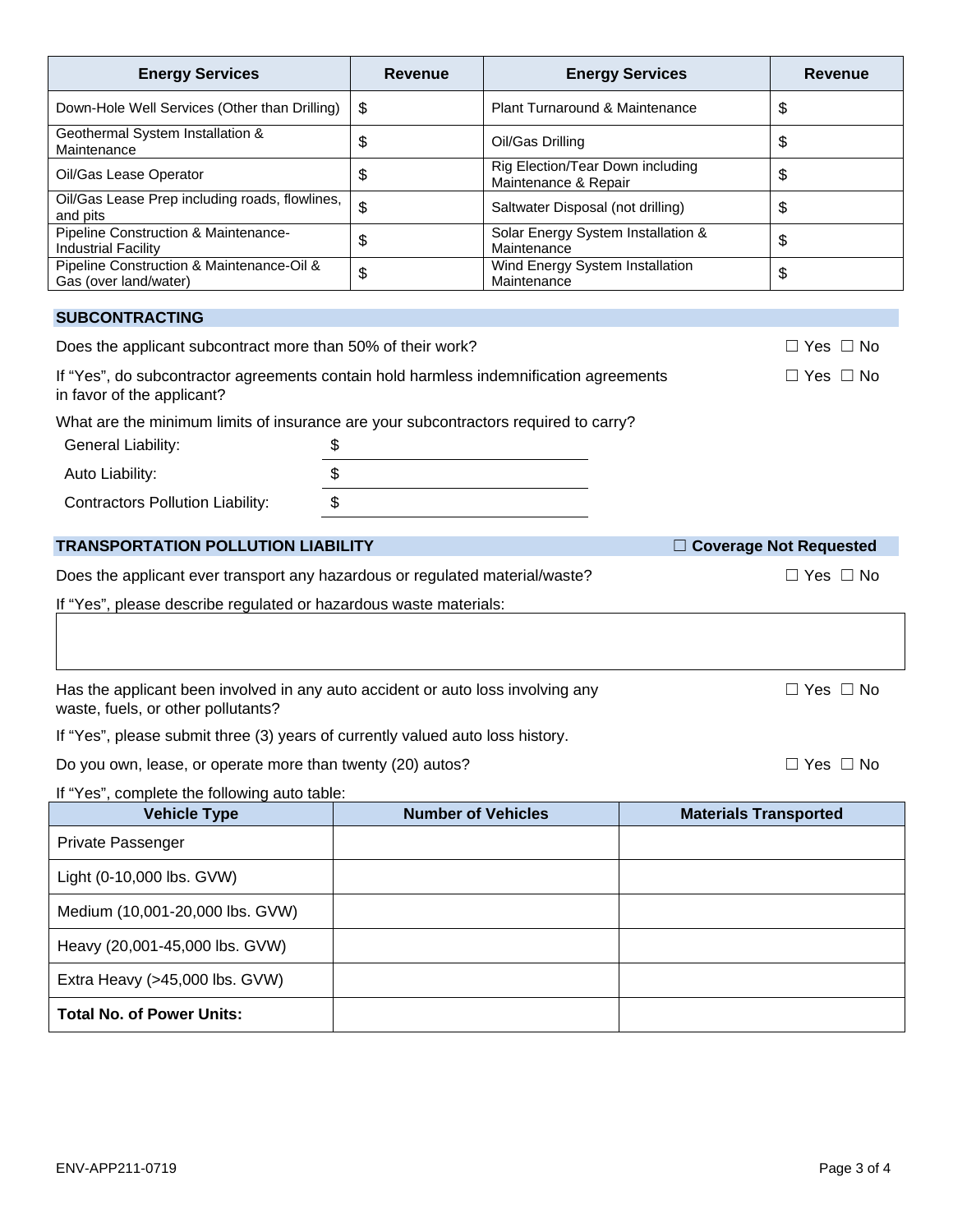| Energy Services | Revenue | Energy Services | Revenue |
|---|---|---|---|
| Down-Hole Well Services (Other than Drilling) | $ | Plant Turnaround & Maintenance | $ |
| Geothermal System Installation & Maintenance | $ | Oil/Gas Drilling | $ |
| Oil/Gas Lease Operator | $ | Rig Election/Tear Down including Maintenance & Repair | $ |
| Oil/Gas Lease Prep including roads, flowlines, and pits | $ | Saltwater Disposal (not drilling) | $ |
| Pipeline Construction & Maintenance-Industrial Facility | $ | Solar Energy System Installation & Maintenance | $ |
| Pipeline Construction & Maintenance-Oil & Gas (over land/water) | $ | Wind Energy System Installation Maintenance | $ |

## SUBCONTRACTING

Does the applicant subcontract more than 50% of their work? ☐ Yes ☐ No

If "Yes", do subcontractor agreements contain hold harmless indemnification agreements in favor of the applicant? ☐ Yes ☐ No

What are the minimum limits of insurance are your subcontractors required to carry?

General Liability: $ ____________________

Auto Liability: $ ____________________

Contractors Pollution Liability: $ ____________________

## TRANSPORTATION POLLUTION LIABILITY ☐ Coverage Not Requested

Does the applicant ever transport any hazardous or regulated material/waste? ☐ Yes ☐ No

If "Yes", please describe regulated or hazardous waste materials:

Has the applicant been involved in any auto accident or auto loss involving any waste, fuels, or other pollutants? ☐ Yes ☐ No

If "Yes", please submit three (3) years of currently valued auto loss history.

Do you own, lease, or operate more than twenty (20) autos? ☐ Yes ☐ No

If "Yes", complete the following auto table:

| Vehicle Type | Number of Vehicles | Materials Transported |
|---|---|---|
| Private Passenger | | |
| Light (0-10,000 lbs. GVW) | | |
| Medium (10,001-20,000 lbs. GVW) | | |
| Heavy (20,001-45,000 lbs. GVW) | | |
| Extra Heavy (>45,000 lbs. GVW) | | |
| **Total No. of Power Units:** | | |

ENV-APP211-0719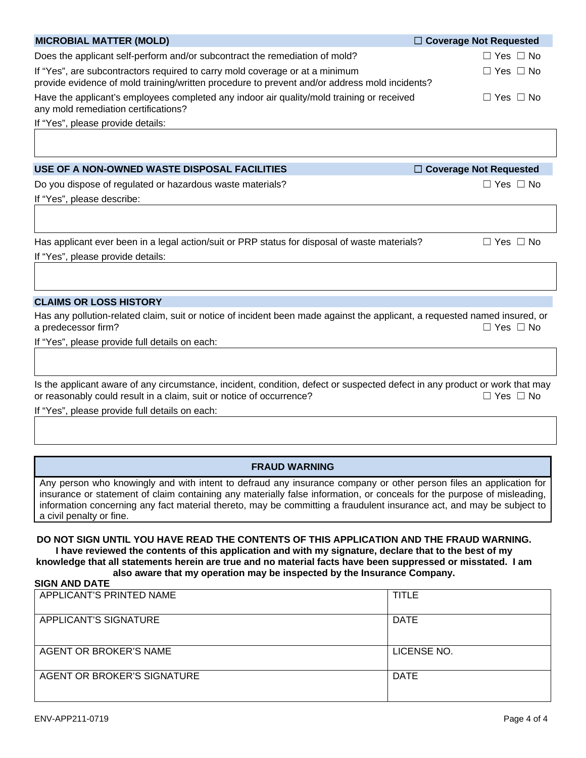## MICROBIAL MATTER (MOLD) ☐ Coverage Not Requested

Does the applicant self-perform and/or subcontract the remediation of mold? ☐ Yes ☐ No

If "Yes", are subcontractors required to carry mold coverage or at a minimum provide evidence of mold training/written procedure to prevent and/or address mold incidents? ☐ Yes ☐ No

Have the applicant's employees completed any indoor air quality/mold training or received any mold remediation certifications? ☐ Yes ☐ No

If "Yes", please provide details:

## USE OF A NON-OWNED WASTE DISPOSAL FACILITIES ☐ Coverage Not Requested

Do you dispose of regulated or hazardous waste materials? ☐ Yes ☐ No

If "Yes", please describe:

Has applicant ever been in a legal action/suit or PRP status for disposal of waste materials? ☐ Yes ☐ No

If "Yes", please provide details:

## CLAIMS OR LOSS HISTORY

Has any pollution-related claim, suit or notice of incident been made against the applicant, a requested named insured, or a predecessor firm? ☐ Yes ☐ No

If "Yes", please provide full details on each:

Is the applicant aware of any circumstance, incident, condition, defect or suspected defect in any product or work that may or reasonably could result in a claim, suit or notice of occurrence? ☐ Yes ☐ No

If "Yes", please provide full details on each:

## FRAUD WARNING

Any person who knowingly and with intent to defraud any insurance company or other person files an application for insurance or statement of claim containing any materially false information, or conceals for the purpose of misleading, information concerning any fact material thereto, may be committing a fraudulent insurance act, and may be subject to a civil penalty or fine.

**DO NOT SIGN UNTIL YOU HAVE READ THE CONTENTS OF THIS APPLICATION AND THE FRAUD WARNING. I have reviewed the contents of this application and with my signature, declare that to the best of my knowledge that all statements herein are true and no material facts have been suppressed or misstated. I am also aware that my operation may be inspected by the Insurance Company.**

**SIGN AND DATE**

| | |
|---|---|
| APPLICANT'S PRINTED NAME | TITLE |
| APPLICANT'S SIGNATURE | DATE |
| AGENT OR BROKER'S NAME | LICENSE NO. |
| AGENT OR BROKER'S SIGNATURE | DATE |

ENV-APP211-0719